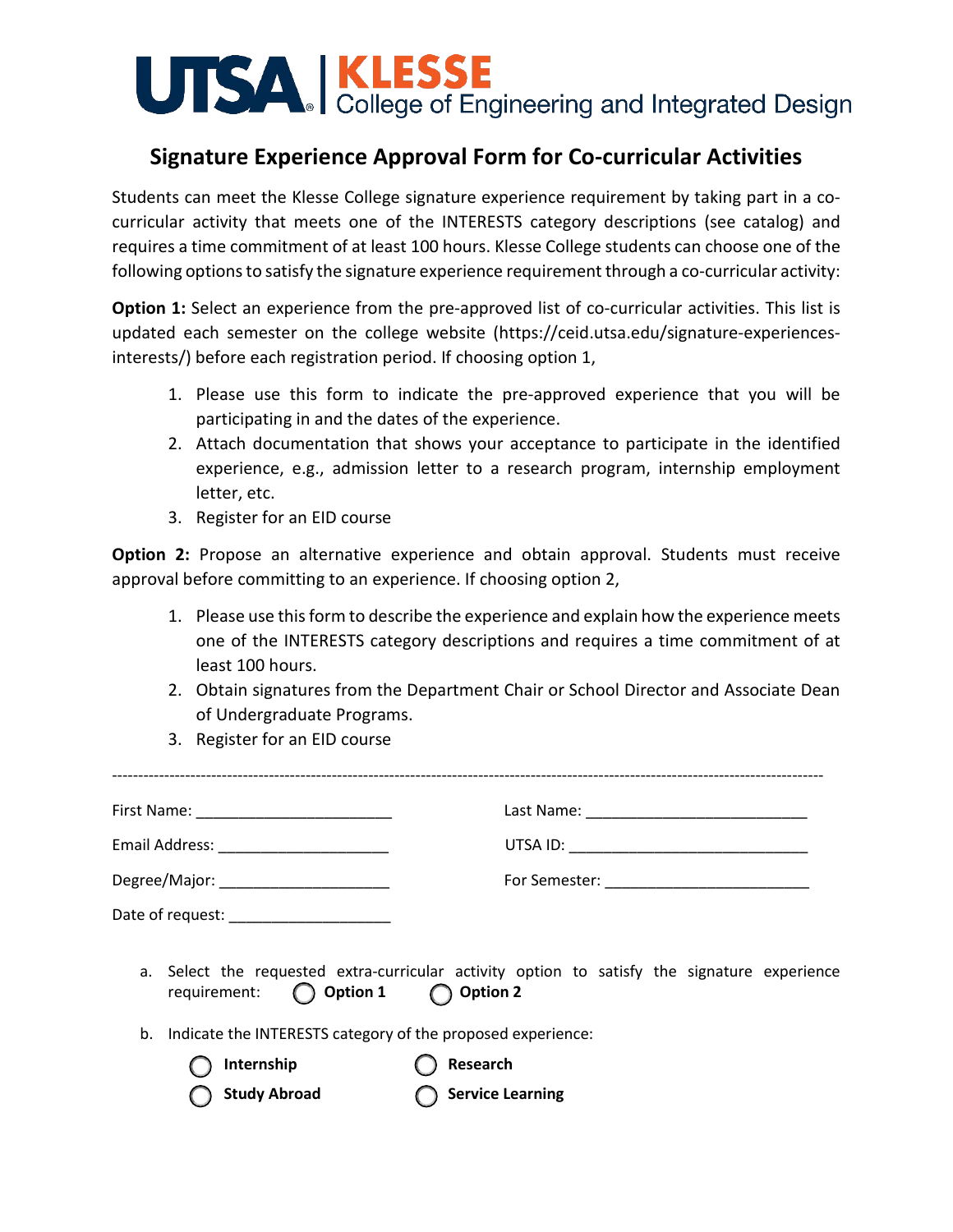UTSA | KLESSE College of Engineering and Integrated Design

# Signature Experience Approval Form for Co-curricular Activities

Students can meet the Klesse College signature experience requirement by taking part in a co-curricular activity that meets one of the INTERESTS category descriptions (see catalog) and requires a time commitment of at least 100 hours. Klesse College students can choose one of the following options to satisfy the signature experience requirement through a co-curricular activity:

**Option 1:** Select an experience from the pre-approved list of co-curricular activities. This list is updated each semester on the college website (https://ceid.utsa.edu/signature-experiences-interests/) before each registration period. If choosing option 1,

1. Please use this form to indicate the pre-approved experience that you will be participating in and the dates of the experience.
2. Attach documentation that shows your acceptance to participate in the identified experience, e.g., admission letter to a research program, internship employment letter, etc.
3. Register for an EID course

**Option 2:** Propose an alternative experience and obtain approval. Students must receive approval before committing to an experience. If choosing option 2,

1. Please use this form to describe the experience and explain how the experience meets one of the INTERESTS category descriptions and requires a time commitment of at least 100 hours.
2. Obtain signatures from the Department Chair or School Director and Associate Dean of Undergraduate Programs.
3. Register for an EID course

---

First Name: ______________________ Last Name: ________________________

Email Address: ____________________ UTSA ID: __________________________

Degree/Major: ____________________ For Semester: ______________________

Date of request: ___________________

a. Select the requested extra-curricular activity option to satisfy the signature experience requirement: ◯ **Option 1** ◯ **Option 2**

b. Indicate the INTERESTS category of the proposed experience:

◯ **Internship** ◯ **Research**

◯ **Study Abroad** ◯ **Service Learning**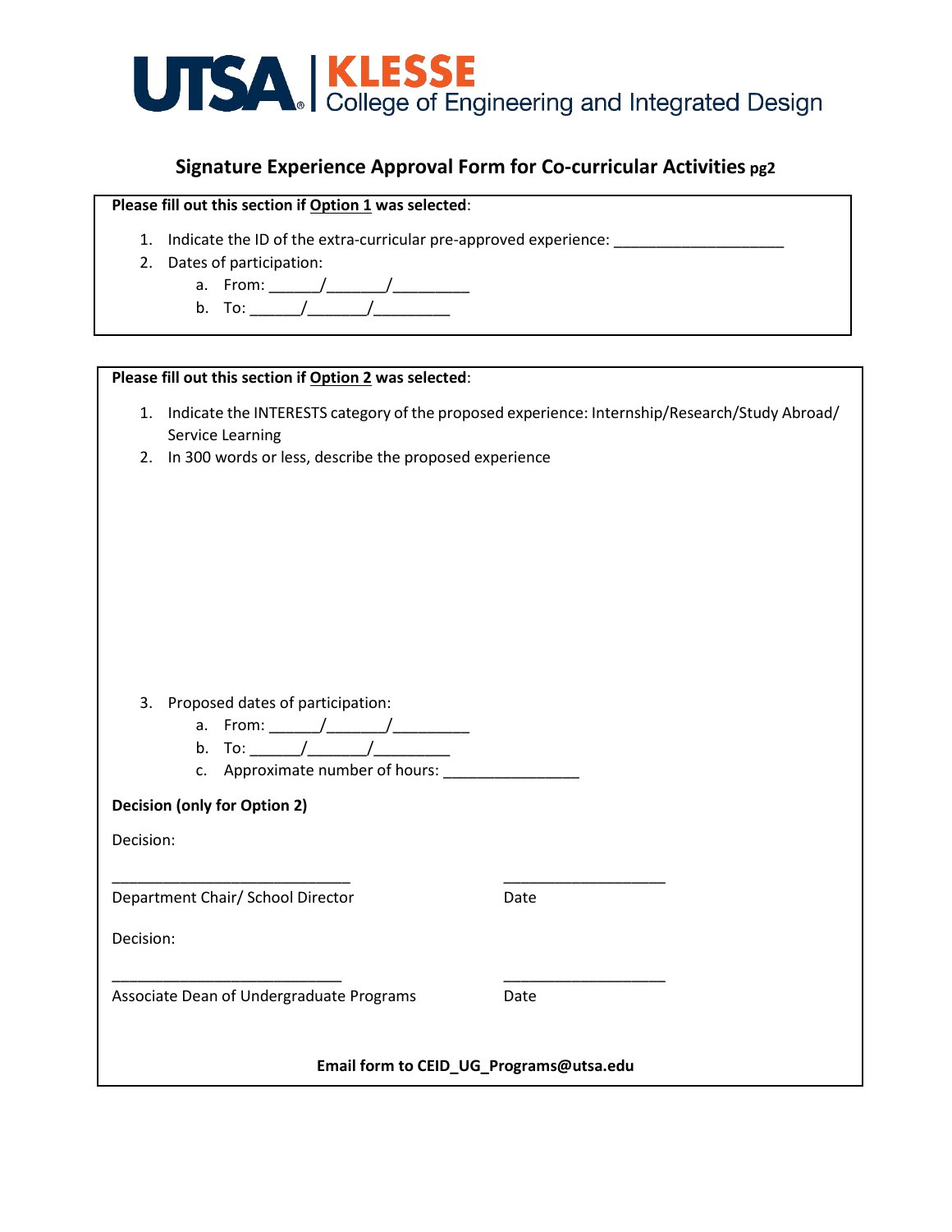UTSA | KLESSE College of Engineering and Integrated Design

## Signature Experience Approval Form for Co-curricular Activities pg2

**Please fill out this section if Option 1 was selected**:

1. Indicate the ID of the extra-curricular pre-approved experience: ____________________
2. Dates of participation:
   a. From: ______/_______/_________
   b. To: ______/_______/_________

**Please fill out this section if Option 2 was selected**:

1. Indicate the INTERESTS category of the proposed experience: Internship/Research/Study Abroad/ Service Learning
2. In 300 words or less, describe the proposed experience

3. Proposed dates of participation:
   a. From: ______/_______/_________
   b. To: ______/_______/_________
   c. Approximate number of hours: ________________

**Decision (only for Option 2)**

Decision:

____________________________ ____________________

Department Chair/ School Director Date

Decision:

____________________________ ____________________

Associate Dean of Undergraduate Programs Date

**Email form to CEID_UG_Programs@utsa.edu**